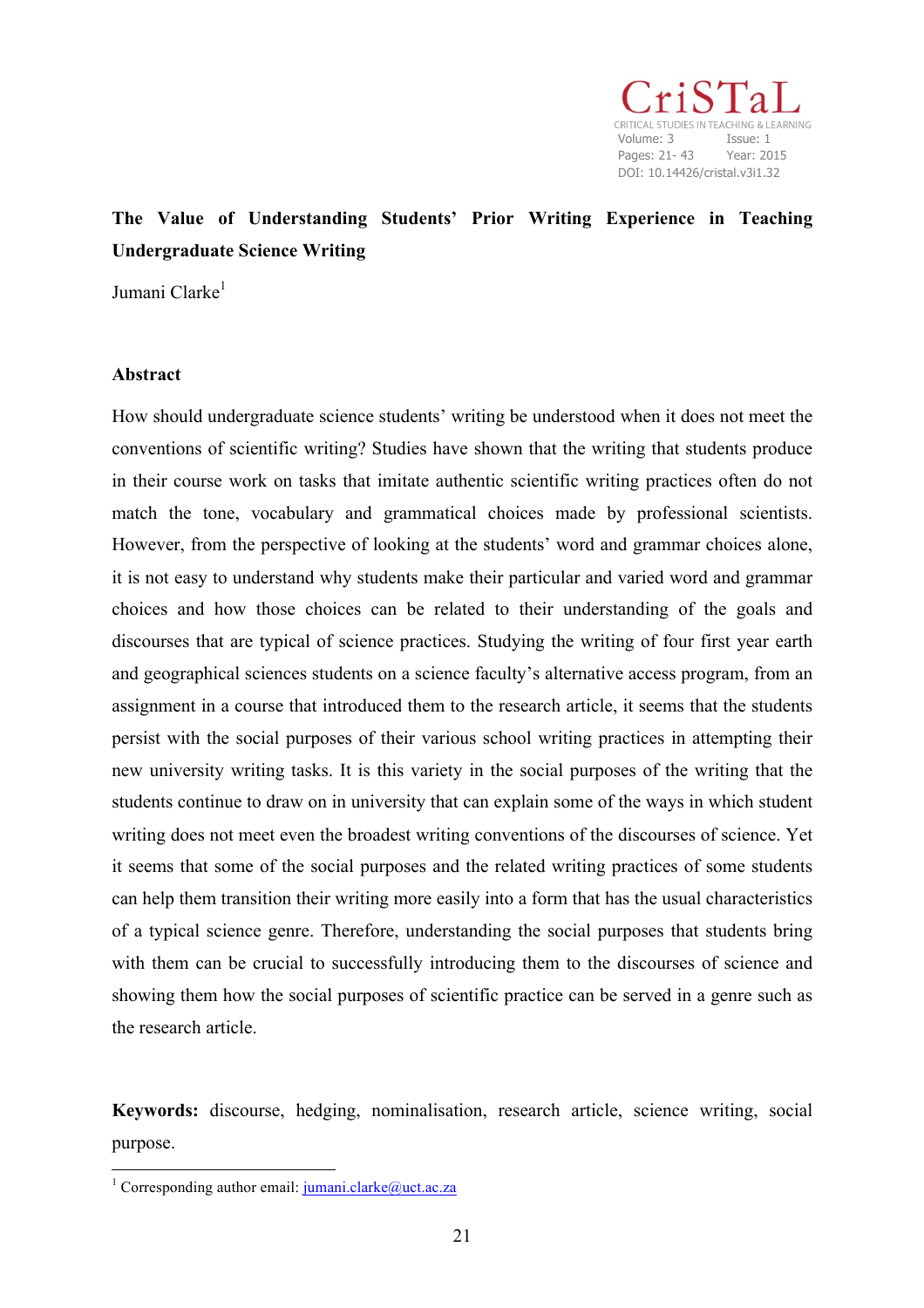# The Value of Understanding Students' Prior Writing Experience in Teaching Undergraduate Science Writing

Jumani Clarke[1]

## Abstract

How should undergraduate science students' writing be understood when it does not meet the conventions of scientific writing? Studies have shown that the writing that students produce in their course work on tasks that imitate authentic scientific writing practices often do not match the tone, vocabulary and grammatical choices made by professional scientists. However, from the perspective of looking at the students' word and grammar choices alone, it is not easy to understand why students make their particular and varied word and grammar choices and how those choices can be related to their understanding of the goals and discourses that are typical of science practices. Studying the writing of four first year earth and geographical sciences students on a science faculty's alternative access program, from an assignment in a course that introduced them to the research article, it seems that the students persist with the social purposes of their various school writing practices in attempting their new university writing tasks. It is this variety in the social purposes of the writing that the students continue to draw on in university that can explain some of the ways in which student writing does not meet even the broadest writing conventions of the discourses of science. Yet it seems that some of the social purposes and the related writing practices of some students can help them transition their writing more easily into a form that has the usual characteristics of a typical science genre. Therefore, understanding the social purposes that students bring with them can be crucial to successfully introducing them to the discourses of science and showing them how the social purposes of scientific practice can be served in a genre such as the research article.

**Keywords:** discourse, hedging, nominalisation, research article, science writing, social purpose.

[1] Corresponding author email: jumani.clarke@uct.ac.za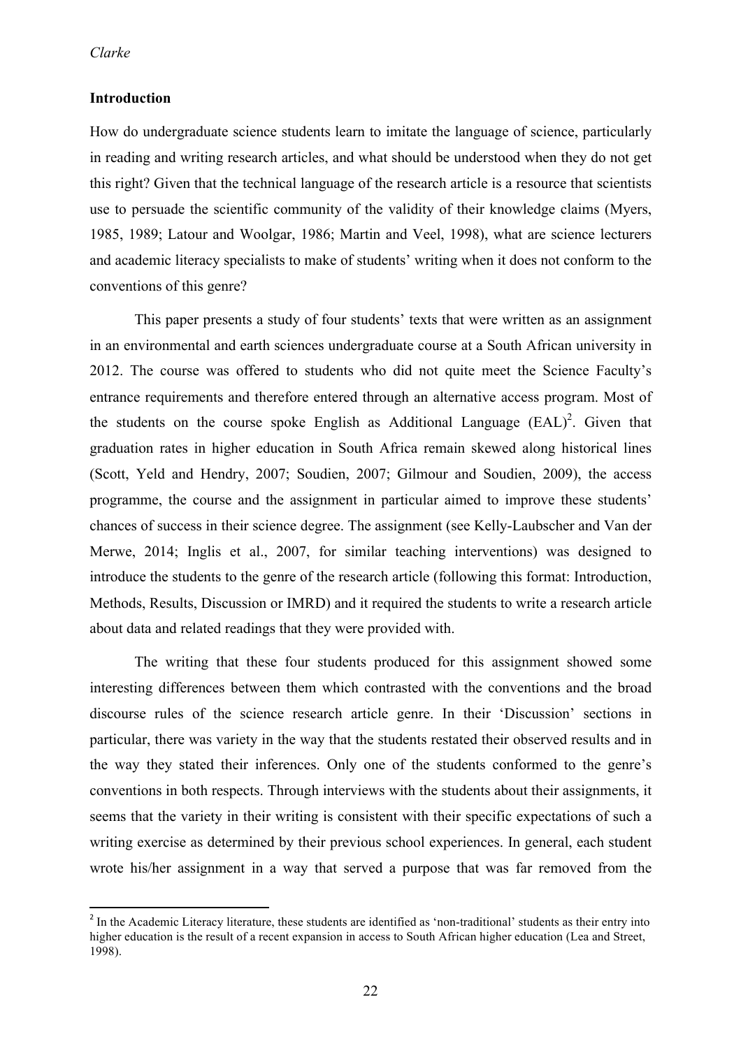## Introduction

How do undergraduate science students learn to imitate the language of science, particularly in reading and writing research articles, and what should be understood when they do not get this right? Given that the technical language of the research article is a resource that scientists use to persuade the scientific community of the validity of their knowledge claims (Myers, 1985, 1989; Latour and Woolgar, 1986; Martin and Veel, 1998), what are science lecturers and academic literacy specialists to make of students' writing when it does not conform to the conventions of this genre?

This paper presents a study of four students' texts that were written as an assignment in an environmental and earth sciences undergraduate course at a South African university in 2012. The course was offered to students who did not quite meet the Science Faculty's entrance requirements and therefore entered through an alternative access program. Most of the students on the course spoke English as Additional Language (EAL)[2]. Given that graduation rates in higher education in South Africa remain skewed along historical lines (Scott, Yeld and Hendry, 2007; Soudien, 2007; Gilmour and Soudien, 2009), the access programme, the course and the assignment in particular aimed to improve these students' chances of success in their science degree. The assignment (see Kelly-Laubscher and Van der Merwe, 2014; Inglis et al., 2007, for similar teaching interventions) was designed to introduce the students to the genre of the research article (following this format: Introduction, Methods, Results, Discussion or IMRD) and it required the students to write a research article about data and related readings that they were provided with.

The writing that these four students produced for this assignment showed some interesting differences between them which contrasted with the conventions and the broad discourse rules of the science research article genre. In their 'Discussion' sections in particular, there was variety in the way that the students restated their observed results and in the way they stated their inferences. Only one of the students conformed to the genre's conventions in both respects. Through interviews with the students about their assignments, it seems that the variety in their writing is consistent with their specific expectations of such a writing exercise as determined by their previous school experiences. In general, each student wrote his/her assignment in a way that served a purpose that was far removed from the

---

[2] In the Academic Literacy literature, these students are identified as 'non-traditional' students as their entry into higher education is the result of a recent expansion in access to South African higher education (Lea and Street, 1998).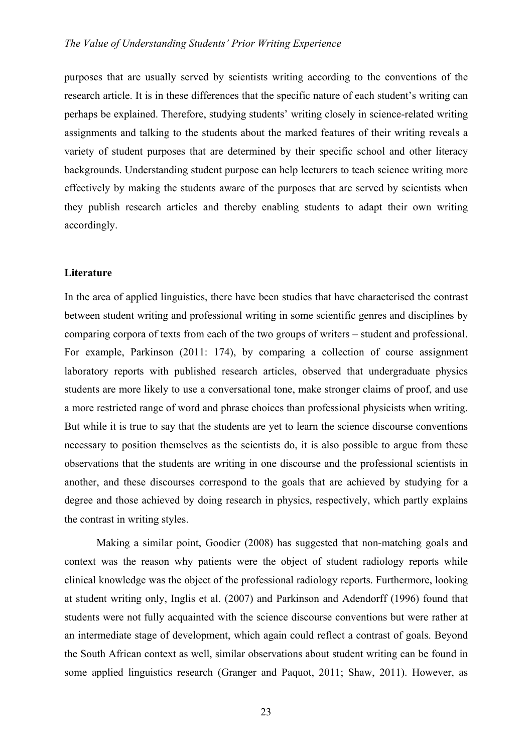purposes that are usually served by scientists writing according to the conventions of the research article. It is in these differences that the specific nature of each student's writing can perhaps be explained. Therefore, studying students' writing closely in science-related writing assignments and talking to the students about the marked features of their writing reveals a variety of student purposes that are determined by their specific school and other literacy backgrounds. Understanding student purpose can help lecturers to teach science writing more effectively by making the students aware of the purposes that are served by scientists when they publish research articles and thereby enabling students to adapt their own writing accordingly.

**Literature**

In the area of applied linguistics, there have been studies that have characterised the contrast between student writing and professional writing in some scientific genres and disciplines by comparing corpora of texts from each of the two groups of writers – student and professional. For example, Parkinson (2011: 174), by comparing a collection of course assignment laboratory reports with published research articles, observed that undergraduate physics students are more likely to use a conversational tone, make stronger claims of proof, and use a more restricted range of word and phrase choices than professional physicists when writing. But while it is true to say that the students are yet to learn the science discourse conventions necessary to position themselves as the scientists do, it is also possible to argue from these observations that the students are writing in one discourse and the professional scientists in another, and these discourses correspond to the goals that are achieved by studying for a degree and those achieved by doing research in physics, respectively, which partly explains the contrast in writing styles.

Making a similar point, Goodier (2008) has suggested that non-matching goals and context was the reason why patients were the object of student radiology reports while clinical knowledge was the object of the professional radiology reports. Furthermore, looking at student writing only, Inglis et al. (2007) and Parkinson and Adendorff (1996) found that students were not fully acquainted with the science discourse conventions but were rather at an intermediate stage of development, which again could reflect a contrast of goals. Beyond the South African context as well, similar observations about student writing can be found in some applied linguistics research (Granger and Paquot, 2011; Shaw, 2011). However, as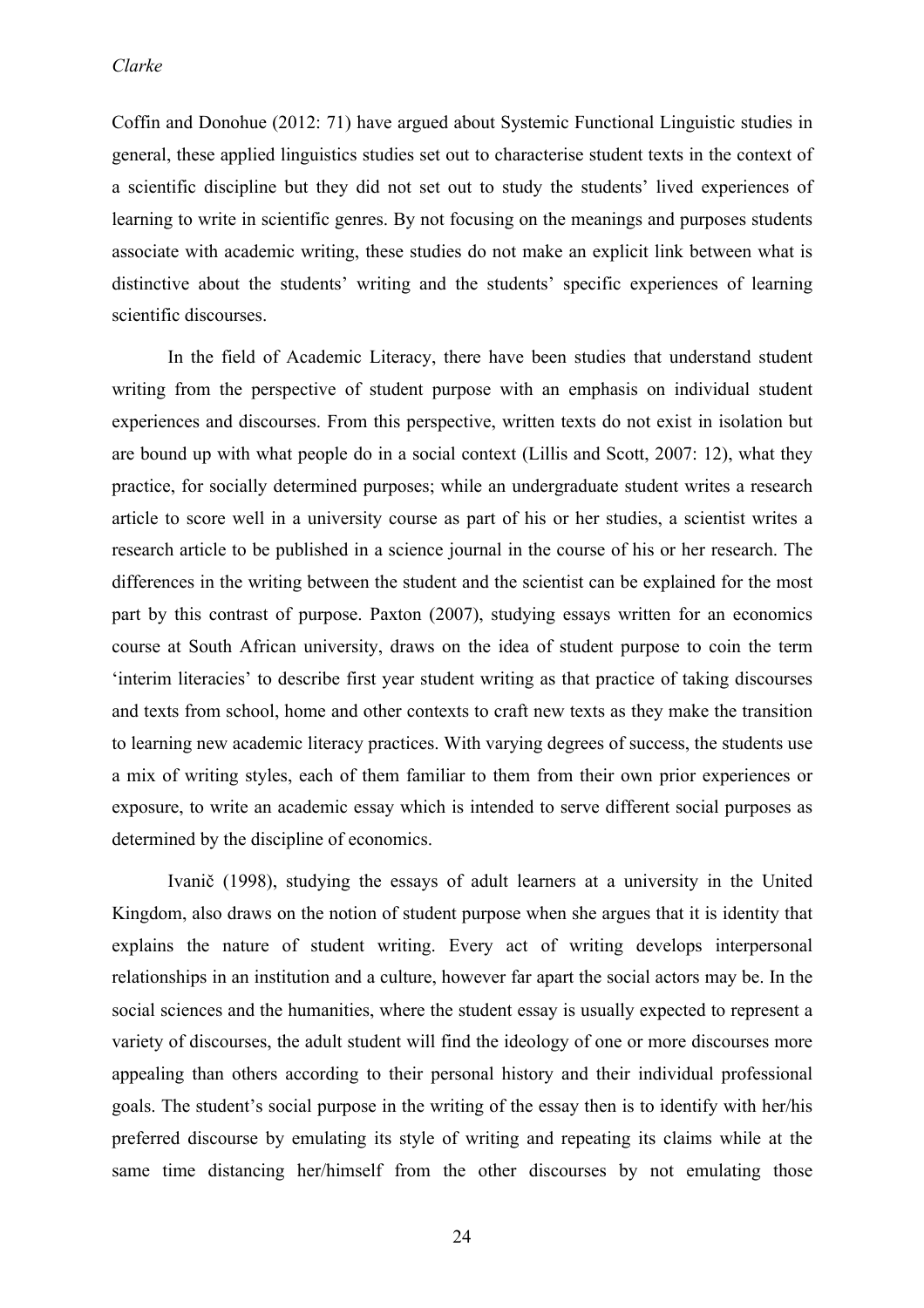Coffin and Donohue (2012: 71) have argued about Systemic Functional Linguistic studies in general, these applied linguistics studies set out to characterise student texts in the context of a scientific discipline but they did not set out to study the students' lived experiences of learning to write in scientific genres. By not focusing on the meanings and purposes students associate with academic writing, these studies do not make an explicit link between what is distinctive about the students' writing and the students' specific experiences of learning scientific discourses.

In the field of Academic Literacy, there have been studies that understand student writing from the perspective of student purpose with an emphasis on individual student experiences and discourses. From this perspective, written texts do not exist in isolation but are bound up with what people do in a social context (Lillis and Scott, 2007: 12), what they practice, for socially determined purposes; while an undergraduate student writes a research article to score well in a university course as part of his or her studies, a scientist writes a research article to be published in a science journal in the course of his or her research. The differences in the writing between the student and the scientist can be explained for the most part by this contrast of purpose. Paxton (2007), studying essays written for an economics course at South African university, draws on the idea of student purpose to coin the term 'interim literacies' to describe first year student writing as that practice of taking discourses and texts from school, home and other contexts to craft new texts as they make the transition to learning new academic literacy practices. With varying degrees of success, the students use a mix of writing styles, each of them familiar to them from their own prior experiences or exposure, to write an academic essay which is intended to serve different social purposes as determined by the discipline of economics.

Ivanič (1998), studying the essays of adult learners at a university in the United Kingdom, also draws on the notion of student purpose when she argues that it is identity that explains the nature of student writing. Every act of writing develops interpersonal relationships in an institution and a culture, however far apart the social actors may be. In the social sciences and the humanities, where the student essay is usually expected to represent a variety of discourses, the adult student will find the ideology of one or more discourses more appealing than others according to their personal history and their individual professional goals. The student's social purpose in the writing of the essay then is to identify with her/his preferred discourse by emulating its style of writing and repeating its claims while at the same time distancing her/himself from the other discourses by not emulating those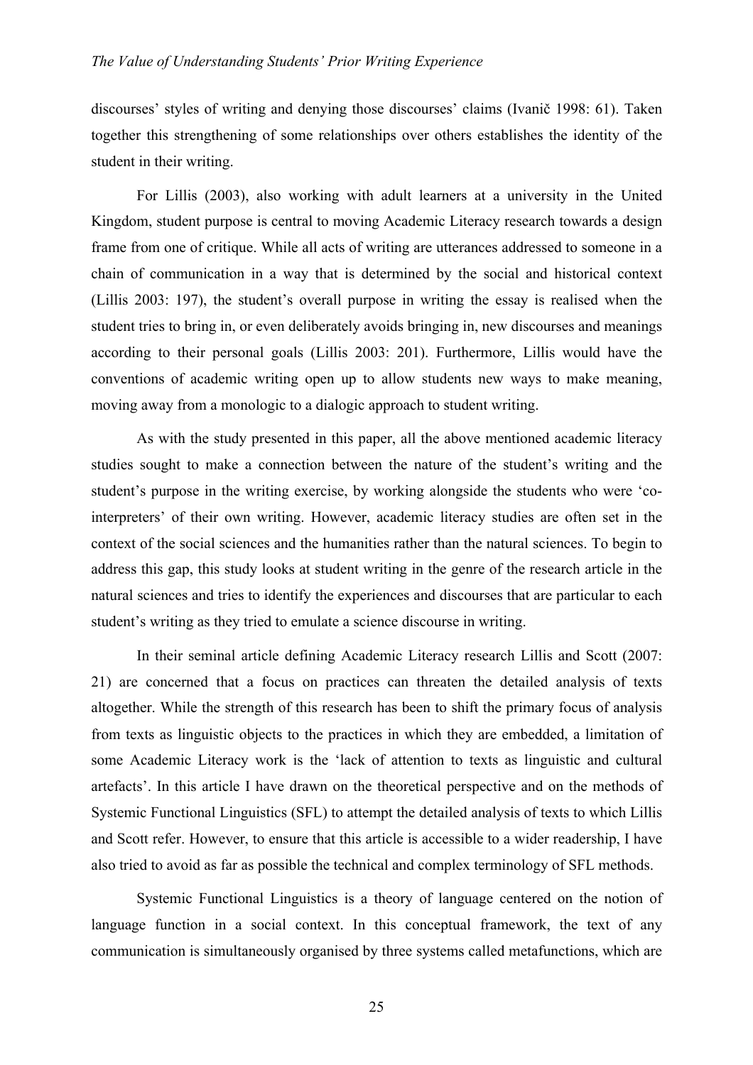discourses' styles of writing and denying those discourses' claims (Ivanič 1998: 61). Taken together this strengthening of some relationships over others establishes the identity of the student in their writing.

For Lillis (2003), also working with adult learners at a university in the United Kingdom, student purpose is central to moving Academic Literacy research towards a design frame from one of critique. While all acts of writing are utterances addressed to someone in a chain of communication in a way that is determined by the social and historical context (Lillis 2003: 197), the student's overall purpose in writing the essay is realised when the student tries to bring in, or even deliberately avoids bringing in, new discourses and meanings according to their personal goals (Lillis 2003: 201). Furthermore, Lillis would have the conventions of academic writing open up to allow students new ways to make meaning, moving away from a monologic to a dialogic approach to student writing.

As with the study presented in this paper, all the above mentioned academic literacy studies sought to make a connection between the nature of the student's writing and the student's purpose in the writing exercise, by working alongside the students who were 'co-interpreters' of their own writing. However, academic literacy studies are often set in the context of the social sciences and the humanities rather than the natural sciences. To begin to address this gap, this study looks at student writing in the genre of the research article in the natural sciences and tries to identify the experiences and discourses that are particular to each student's writing as they tried to emulate a science discourse in writing.

In their seminal article defining Academic Literacy research Lillis and Scott (2007: 21) are concerned that a focus on practices can threaten the detailed analysis of texts altogether. While the strength of this research has been to shift the primary focus of analysis from texts as linguistic objects to the practices in which they are embedded, a limitation of some Academic Literacy work is the 'lack of attention to texts as linguistic and cultural artefacts'. In this article I have drawn on the theoretical perspective and on the methods of Systemic Functional Linguistics (SFL) to attempt the detailed analysis of texts to which Lillis and Scott refer. However, to ensure that this article is accessible to a wider readership, I have also tried to avoid as far as possible the technical and complex terminology of SFL methods.

Systemic Functional Linguistics is a theory of language centered on the notion of language function in a social context. In this conceptual framework, the text of any communication is simultaneously organised by three systems called metafunctions, which are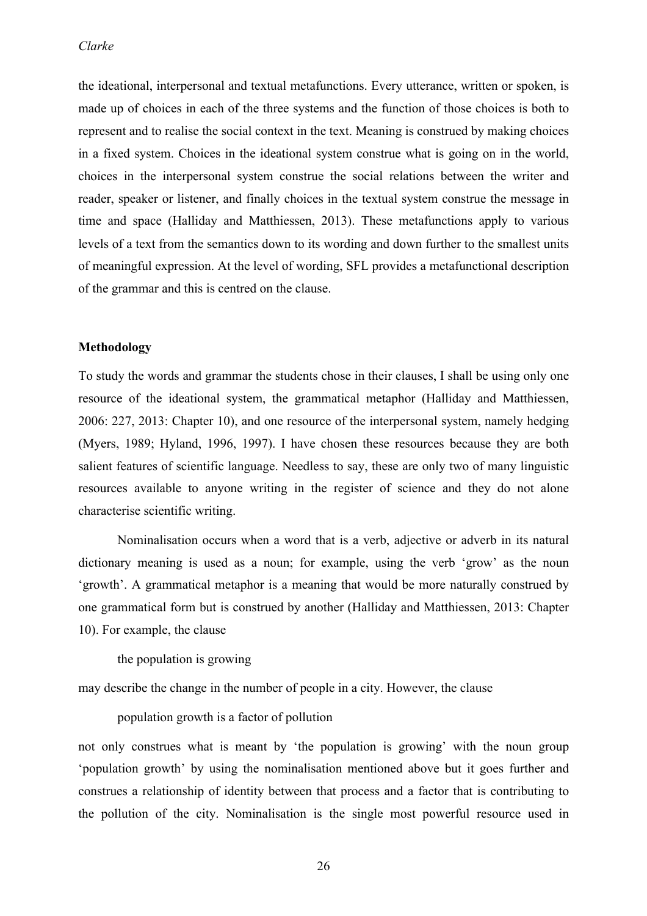the ideational, interpersonal and textual metafunctions. Every utterance, written or spoken, is made up of choices in each of the three systems and the function of those choices is both to represent and to realise the social context in the text. Meaning is construed by making choices in a fixed system. Choices in the ideational system construe what is going on in the world, choices in the interpersonal system construe the social relations between the writer and reader, speaker or listener, and finally choices in the textual system construe the message in time and space (Halliday and Matthiessen, 2013). These metafunctions apply to various levels of a text from the semantics down to its wording and down further to the smallest units of meaningful expression. At the level of wording, SFL provides a metafunctional description of the grammar and this is centred on the clause.

**Methodology**

To study the words and grammar the students chose in their clauses, I shall be using only one resource of the ideational system, the grammatical metaphor (Halliday and Matthiessen, 2006: 227, 2013: Chapter 10), and one resource of the interpersonal system, namely hedging (Myers, 1989; Hyland, 1996, 1997). I have chosen these resources because they are both salient features of scientific language. Needless to say, these are only two of many linguistic resources available to anyone writing in the register of science and they do not alone characterise scientific writing.

Nominalisation occurs when a word that is a verb, adjective or adverb in its natural dictionary meaning is used as a noun; for example, using the verb 'grow' as the noun 'growth'. A grammatical metaphor is a meaning that would be more naturally construed by one grammatical form but is construed by another (Halliday and Matthiessen, 2013: Chapter 10). For example, the clause

> the population is growing

may describe the change in the number of people in a city. However, the clause

> population growth is a factor of pollution

not only construes what is meant by 'the population is growing' with the noun group 'population growth' by using the nominalisation mentioned above but it goes further and construes a relationship of identity between that process and a factor that is contributing to the pollution of the city. Nominalisation is the single most powerful resource used in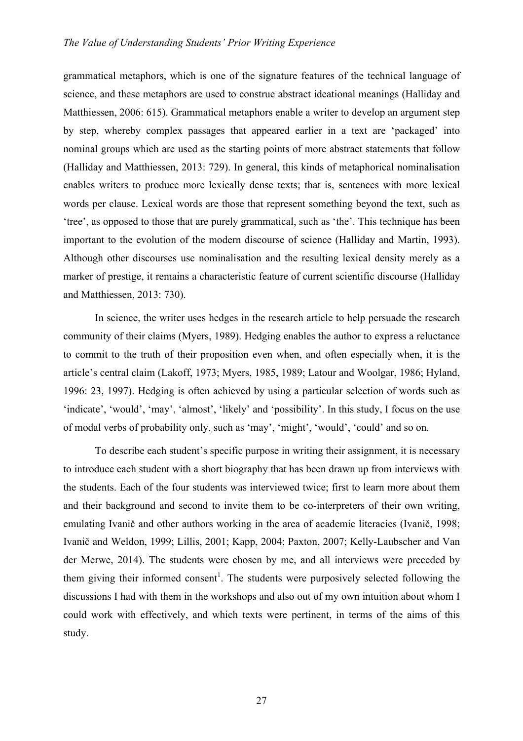grammatical metaphors, which is one of the signature features of the technical language of science, and these metaphors are used to construe abstract ideational meanings (Halliday and Matthiessen, 2006: 615). Grammatical metaphors enable a writer to develop an argument step by step, whereby complex passages that appeared earlier in a text are 'packaged' into nominal groups which are used as the starting points of more abstract statements that follow (Halliday and Matthiessen, 2013: 729). In general, this kinds of metaphorical nominalisation enables writers to produce more lexically dense texts; that is, sentences with more lexical words per clause. Lexical words are those that represent something beyond the text, such as 'tree', as opposed to those that are purely grammatical, such as 'the'. This technique has been important to the evolution of the modern discourse of science (Halliday and Martin, 1993). Although other discourses use nominalisation and the resulting lexical density merely as a marker of prestige, it remains a characteristic feature of current scientific discourse (Halliday and Matthiessen, 2013: 730).

In science, the writer uses hedges in the research article to help persuade the research community of their claims (Myers, 1989). Hedging enables the author to express a reluctance to commit to the truth of their proposition even when, and often especially when, it is the article's central claim (Lakoff, 1973; Myers, 1985, 1989; Latour and Woolgar, 1986; Hyland, 1996: 23, 1997). Hedging is often achieved by using a particular selection of words such as 'indicate', 'would', 'may', 'almost', 'likely' and 'possibility'. In this study, I focus on the use of modal verbs of probability only, such as 'may', 'might', 'would', 'could' and so on.

To describe each student's specific purpose in writing their assignment, it is necessary to introduce each student with a short biography that has been drawn up from interviews with the students. Each of the four students was interviewed twice; first to learn more about them and their background and second to invite them to be co-interpreters of their own writing, emulating Ivanič and other authors working in the area of academic literacies (Ivanič, 1998; Ivanič and Weldon, 1999; Lillis, 2001; Kapp, 2004; Paxton, 2007; Kelly-Laubscher and Van der Merwe, 2014). The students were chosen by me, and all interviews were preceded by them giving their informed consent[1]. The students were purposively selected following the discussions I had with them in the workshops and also out of my own intuition about whom I could work with effectively, and which texts were pertinent, in terms of the aims of this study.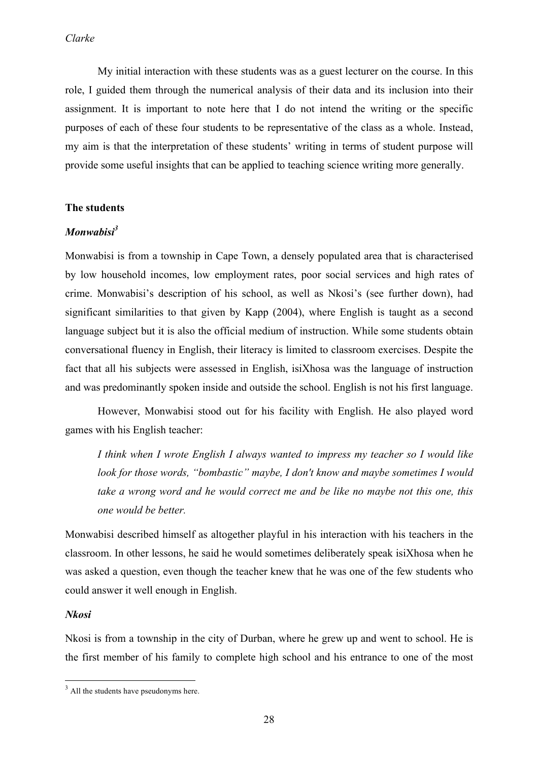My initial interaction with these students was as a guest lecturer on the course. In this role, I guided them through the numerical analysis of their data and its inclusion into their assignment. It is important to note here that I do not intend the writing or the specific purposes of each of these four students to be representative of the class as a whole. Instead, my aim is that the interpretation of these students' writing in terms of student purpose will provide some useful insights that can be applied to teaching science writing more generally.

## The students

### *Monwabisi*[3]

Monwabisi is from a township in Cape Town, a densely populated area that is characterised by low household incomes, low employment rates, poor social services and high rates of crime. Monwabisi's description of his school, as well as Nkosi's (see further down), had significant similarities to that given by Kapp (2004), where English is taught as a second language subject but it is also the official medium of instruction. While some students obtain conversational fluency in English, their literacy is limited to classroom exercises. Despite the fact that all his subjects were assessed in English, isiXhosa was the language of instruction and was predominantly spoken inside and outside the school. English is not his first language.

However, Monwabisi stood out for his facility with English. He also played word games with his English teacher:

> *I think when I wrote English I always wanted to impress my teacher so I would like look for those words, "bombastic" maybe, I don't know and maybe sometimes I would take a wrong word and he would correct me and be like no maybe not this one, this one would be better.*

Monwabisi described himself as altogether playful in his interaction with his teachers in the classroom. In other lessons, he said he would sometimes deliberately speak isiXhosa when he was asked a question, even though the teacher knew that he was one of the few students who could answer it well enough in English.

### *Nkosi*

Nkosi is from a township in the city of Durban, where he grew up and went to school. He is the first member of his family to complete high school and his entrance to one of the most

[3] All the students have pseudonyms here.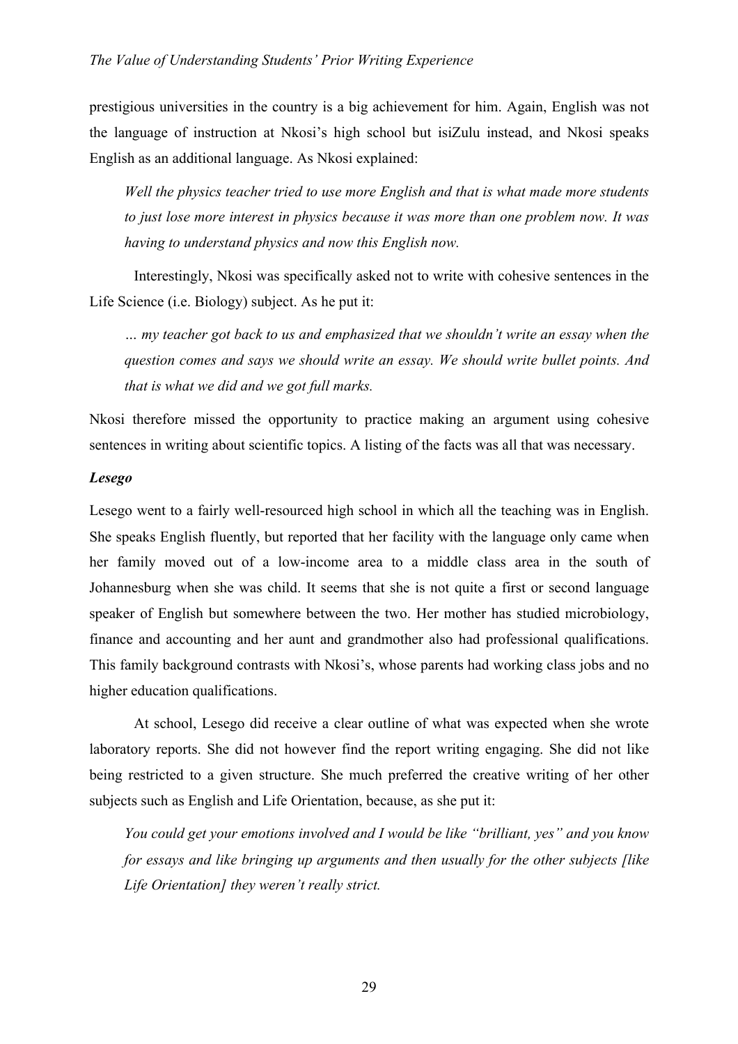prestigious universities in the country is a big achievement for him. Again, English was not the language of instruction at Nkosi's high school but isiZulu instead, and Nkosi speaks English as an additional language. As Nkosi explained:

> *Well the physics teacher tried to use more English and that is what made more students to just lose more interest in physics because it was more than one problem now. It was having to understand physics and now this English now.*

Interestingly, Nkosi was specifically asked not to write with cohesive sentences in the Life Science (i.e. Biology) subject. As he put it:

> *… my teacher got back to us and emphasized that we shouldn't write an essay when the question comes and says we should write an essay. We should write bullet points. And that is what we did and we got full marks.*

Nkosi therefore missed the opportunity to practice making an argument using cohesive sentences in writing about scientific topics. A listing of the facts was all that was necessary.

### *Lesego*

Lesego went to a fairly well-resourced high school in which all the teaching was in English. She speaks English fluently, but reported that her facility with the language only came when her family moved out of a low-income area to a middle class area in the south of Johannesburg when she was child. It seems that she is not quite a first or second language speaker of English but somewhere between the two. Her mother has studied microbiology, finance and accounting and her aunt and grandmother also had professional qualifications. This family background contrasts with Nkosi's, whose parents had working class jobs and no higher education qualifications.

At school, Lesego did receive a clear outline of what was expected when she wrote laboratory reports. She did not however find the report writing engaging. She did not like being restricted to a given structure. She much preferred the creative writing of her other subjects such as English and Life Orientation, because, as she put it:

> *You could get your emotions involved and I would be like "brilliant, yes" and you know for essays and like bringing up arguments and then usually for the other subjects [like Life Orientation] they weren't really strict.*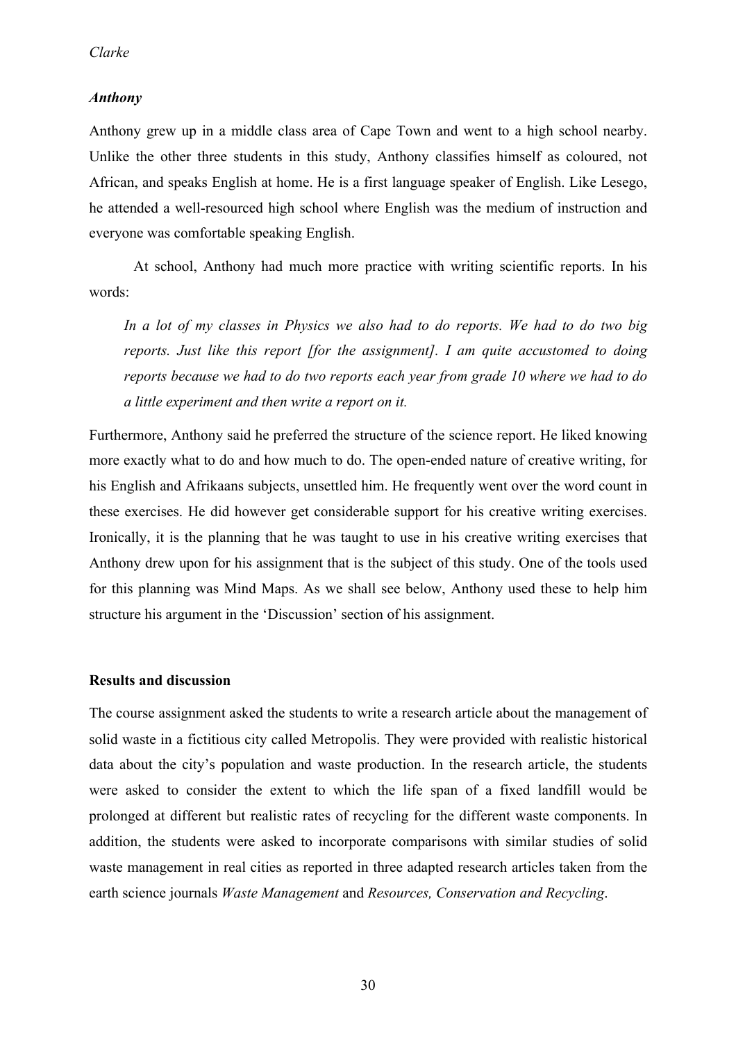### *Anthony*

Anthony grew up in a middle class area of Cape Town and went to a high school nearby. Unlike the other three students in this study, Anthony classifies himself as coloured, not African, and speaks English at home. He is a first language speaker of English. Like Lesego, he attended a well-resourced high school where English was the medium of instruction and everyone was comfortable speaking English.

At school, Anthony had much more practice with writing scientific reports. In his words:

> *In a lot of my classes in Physics we also had to do reports. We had to do two big reports. Just like this report [for the assignment]. I am quite accustomed to doing reports because we had to do two reports each year from grade 10 where we had to do a little experiment and then write a report on it.*

Furthermore, Anthony said he preferred the structure of the science report. He liked knowing more exactly what to do and how much to do. The open-ended nature of creative writing, for his English and Afrikaans subjects, unsettled him. He frequently went over the word count in these exercises. He did however get considerable support for his creative writing exercises. Ironically, it is the planning that he was taught to use in his creative writing exercises that Anthony drew upon for his assignment that is the subject of this study. One of the tools used for this planning was Mind Maps. As we shall see below, Anthony used these to help him structure his argument in the 'Discussion' section of his assignment.

## Results and discussion

The course assignment asked the students to write a research article about the management of solid waste in a fictitious city called Metropolis. They were provided with realistic historical data about the city's population and waste production. In the research article, the students were asked to consider the extent to which the life span of a fixed landfill would be prolonged at different but realistic rates of recycling for the different waste components. In addition, the students were asked to incorporate comparisons with similar studies of solid waste management in real cities as reported in three adapted research articles taken from the earth science journals *Waste Management* and *Resources, Conservation and Recycling*.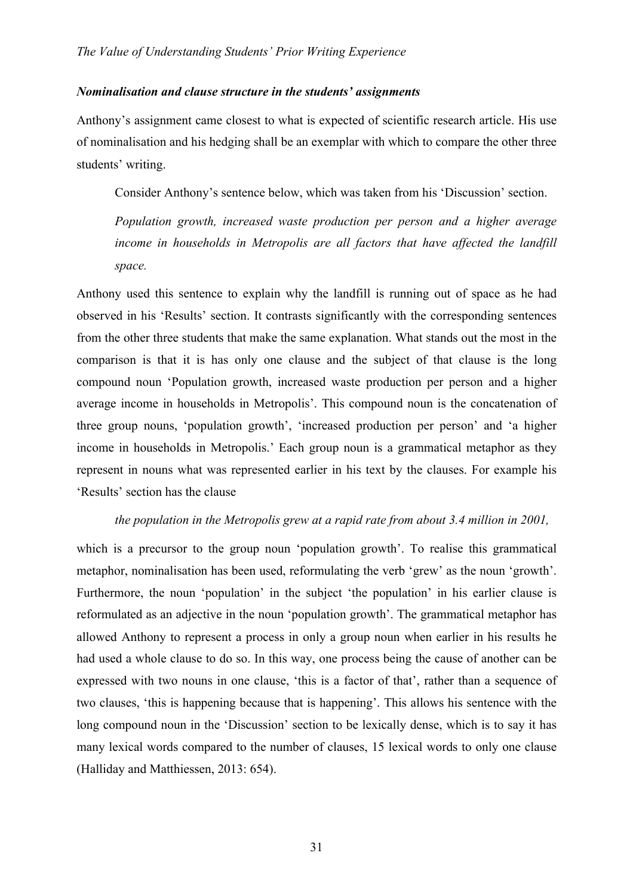### *Nominalisation and clause structure in the students' assignments*

Anthony's assignment came closest to what is expected of scientific research article. His use of nominalisation and his hedging shall be an exemplar with which to compare the other three students' writing.

> Consider Anthony's sentence below, which was taken from his 'Discussion' section.
>
> *Population growth, increased waste production per person and a higher average income in households in Metropolis are all factors that have affected the landfill space.*

Anthony used this sentence to explain why the landfill is running out of space as he had observed in his 'Results' section. It contrasts significantly with the corresponding sentences from the other three students that make the same explanation. What stands out the most in the comparison is that it is has only one clause and the subject of that clause is the long compound noun 'Population growth, increased waste production per person and a higher average income in households in Metropolis'. This compound noun is the concatenation of three group nouns, 'population growth', 'increased production per person' and 'a higher income in households in Metropolis.' Each group noun is a grammatical metaphor as they represent in nouns what was represented earlier in his text by the clauses. For example his 'Results' section has the clause

> *the population in the Metropolis grew at a rapid rate from about 3.4 million in 2001,*

which is a precursor to the group noun 'population growth'. To realise this grammatical metaphor, nominalisation has been used, reformulating the verb 'grew' as the noun 'growth'. Furthermore, the noun 'population' in the subject 'the population' in his earlier clause is reformulated as an adjective in the noun 'population growth'. The grammatical metaphor has allowed Anthony to represent a process in only a group noun when earlier in his results he had used a whole clause to do so. In this way, one process being the cause of another can be expressed with two nouns in one clause, 'this is a factor of that', rather than a sequence of two clauses, 'this is happening because that is happening'. This allows his sentence with the long compound noun in the 'Discussion' section to be lexically dense, which is to say it has many lexical words compared to the number of clauses, 15 lexical words to only one clause (Halliday and Matthiessen, 2013: 654).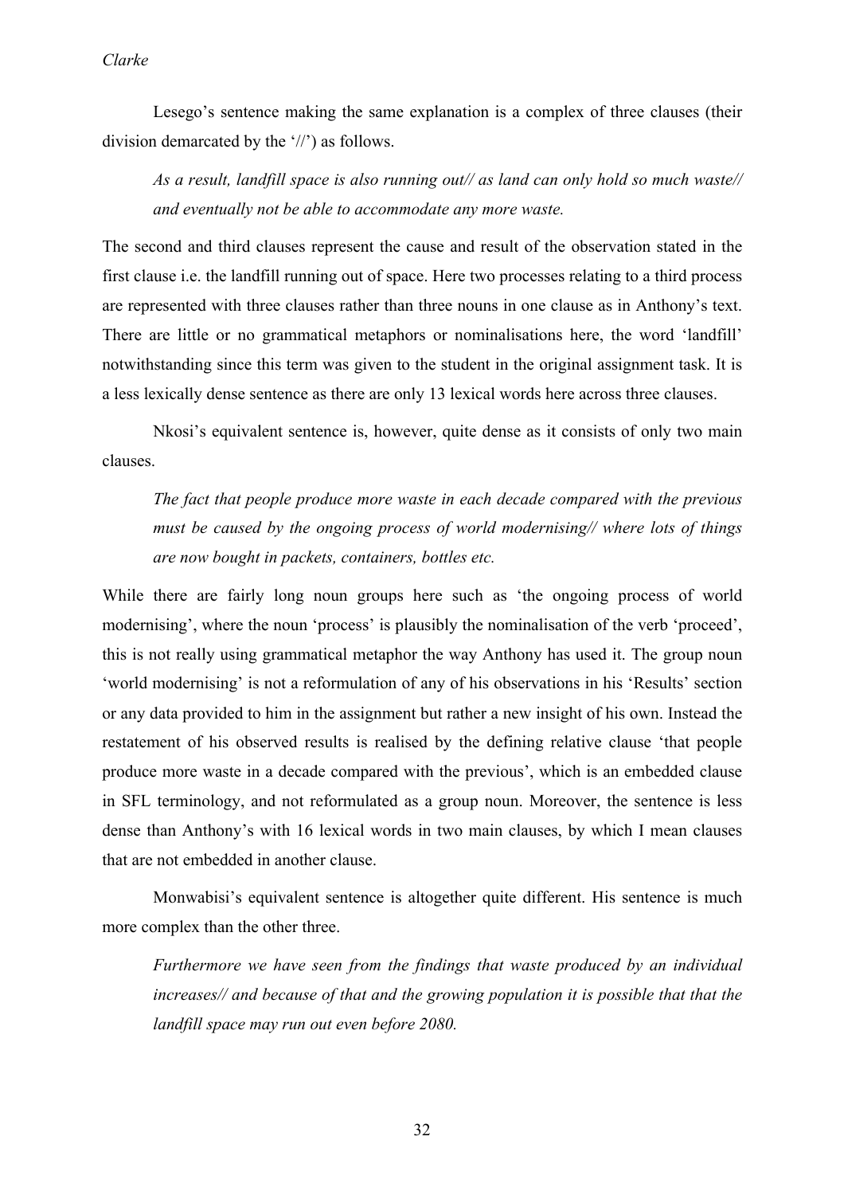Lesego's sentence making the same explanation is a complex of three clauses (their division demarcated by the '//') as follows.

> *As a result, landfill space is also running out// as land can only hold so much waste// and eventually not be able to accommodate any more waste.*

The second and third clauses represent the cause and result of the observation stated in the first clause i.e. the landfill running out of space. Here two processes relating to a third process are represented with three clauses rather than three nouns in one clause as in Anthony's text. There are little or no grammatical metaphors or nominalisations here, the word 'landfill' notwithstanding since this term was given to the student in the original assignment task. It is a less lexically dense sentence as there are only 13 lexical words here across three clauses.

Nkosi's equivalent sentence is, however, quite dense as it consists of only two main clauses.

> *The fact that people produce more waste in each decade compared with the previous must be caused by the ongoing process of world modernising// where lots of things are now bought in packets, containers, bottles etc.*

While there are fairly long noun groups here such as 'the ongoing process of world modernising', where the noun 'process' is plausibly the nominalisation of the verb 'proceed', this is not really using grammatical metaphor the way Anthony has used it. The group noun 'world modernising' is not a reformulation of any of his observations in his 'Results' section or any data provided to him in the assignment but rather a new insight of his own. Instead the restatement of his observed results is realised by the defining relative clause 'that people produce more waste in a decade compared with the previous', which is an embedded clause in SFL terminology, and not reformulated as a group noun. Moreover, the sentence is less dense than Anthony's with 16 lexical words in two main clauses, by which I mean clauses that are not embedded in another clause.

Monwabisi's equivalent sentence is altogether quite different. His sentence is much more complex than the other three.

> *Furthermore we have seen from the findings that waste produced by an individual increases// and because of that and the growing population it is possible that that the landfill space may run out even before 2080.*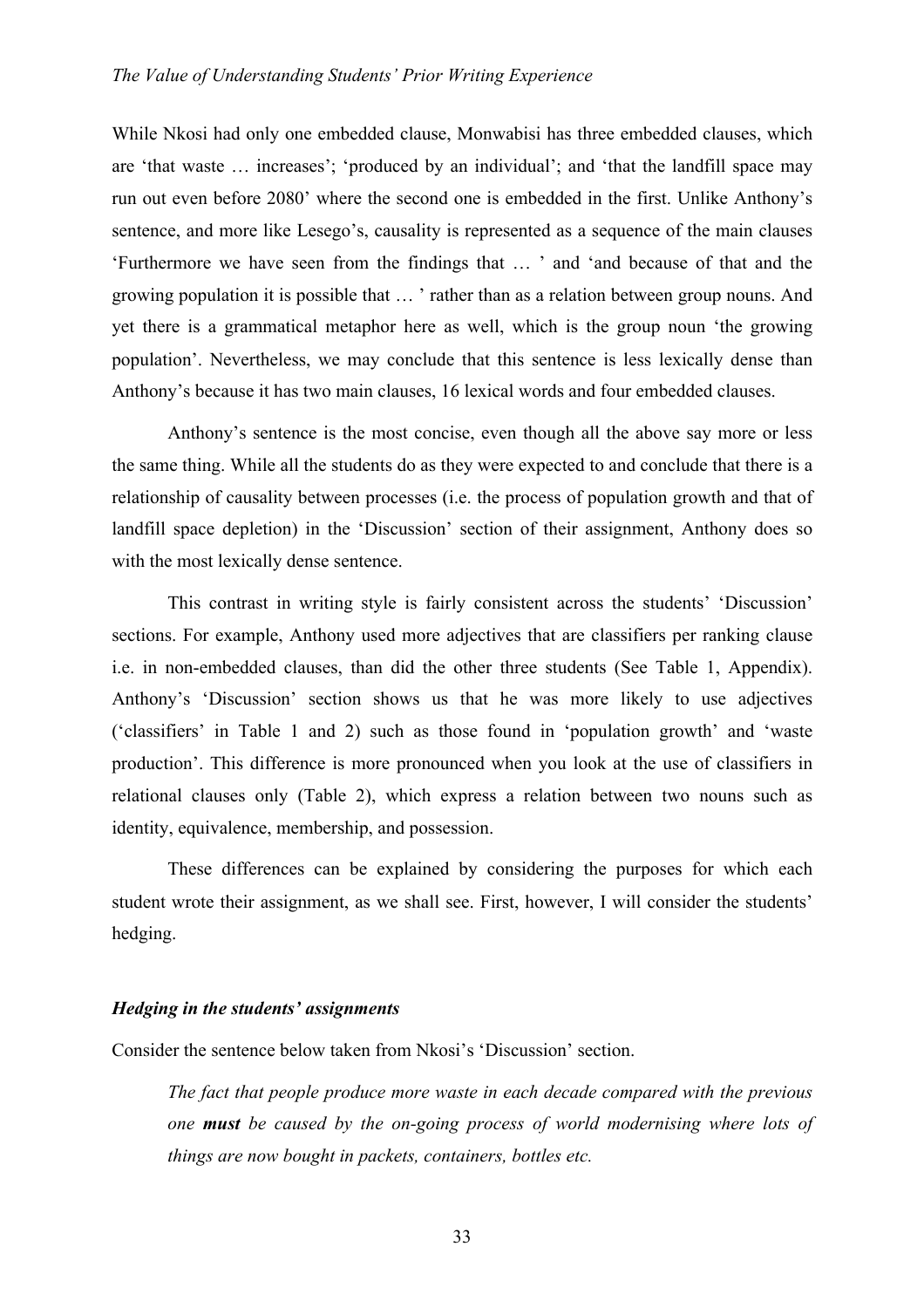While Nkosi had only one embedded clause, Monwabisi has three embedded clauses, which are 'that waste … increases'; 'produced by an individual'; and 'that the landfill space may run out even before 2080' where the second one is embedded in the first. Unlike Anthony's sentence, and more like Lesego's, causality is represented as a sequence of the main clauses 'Furthermore we have seen from the findings that … ' and 'and because of that and the growing population it is possible that … ' rather than as a relation between group nouns. And yet there is a grammatical metaphor here as well, which is the group noun 'the growing population'. Nevertheless, we may conclude that this sentence is less lexically dense than Anthony's because it has two main clauses, 16 lexical words and four embedded clauses.

Anthony's sentence is the most concise, even though all the above say more or less the same thing. While all the students do as they were expected to and conclude that there is a relationship of causality between processes (i.e. the process of population growth and that of landfill space depletion) in the 'Discussion' section of their assignment, Anthony does so with the most lexically dense sentence.

This contrast in writing style is fairly consistent across the students' 'Discussion' sections. For example, Anthony used more adjectives that are classifiers per ranking clause i.e. in non-embedded clauses, than did the other three students (See Table 1, Appendix). Anthony's 'Discussion' section shows us that he was more likely to use adjectives ('classifiers' in Table 1 and 2) such as those found in 'population growth' and 'waste production'. This difference is more pronounced when you look at the use of classifiers in relational clauses only (Table 2), which express a relation between two nouns such as identity, equivalence, membership, and possession.

These differences can be explained by considering the purposes for which each student wrote their assignment, as we shall see. First, however, I will consider the students' hedging.

### *Hedging in the students' assignments*

Consider the sentence below taken from Nkosi's 'Discussion' section.

> *The fact that people produce more waste in each decade compared with the previous one **must** be caused by the on-going process of world modernising where lots of things are now bought in packets, containers, bottles etc.*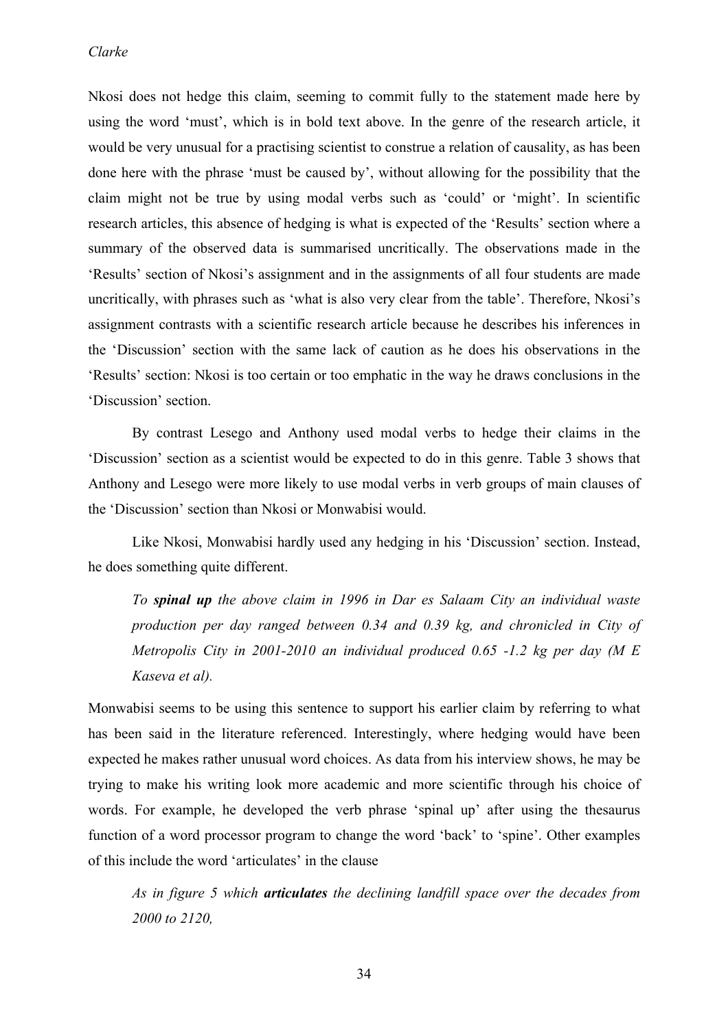Nkosi does not hedge this claim, seeming to commit fully to the statement made here by using the word 'must', which is in bold text above. In the genre of the research article, it would be very unusual for a practising scientist to construe a relation of causality, as has been done here with the phrase 'must be caused by', without allowing for the possibility that the claim might not be true by using modal verbs such as 'could' or 'might'. In scientific research articles, this absence of hedging is what is expected of the 'Results' section where a summary of the observed data is summarised uncritically. The observations made in the 'Results' section of Nkosi's assignment and in the assignments of all four students are made uncritically, with phrases such as 'what is also very clear from the table'. Therefore, Nkosi's assignment contrasts with a scientific research article because he describes his inferences in the 'Discussion' section with the same lack of caution as he does his observations in the 'Results' section: Nkosi is too certain or too emphatic in the way he draws conclusions in the 'Discussion' section.

By contrast Lesego and Anthony used modal verbs to hedge their claims in the 'Discussion' section as a scientist would be expected to do in this genre. Table 3 shows that Anthony and Lesego were more likely to use modal verbs in verb groups of main clauses of the 'Discussion' section than Nkosi or Monwabisi would.

Like Nkosi, Monwabisi hardly used any hedging in his 'Discussion' section. Instead, he does something quite different.

> *To **spinal up** the above claim in 1996 in Dar es Salaam City an individual waste production per day ranged between 0.34 and 0.39 kg, and chronicled in City of Metropolis City in 2001-2010 an individual produced 0.65 -1.2 kg per day (M E Kaseva et al).*

Monwabisi seems to be using this sentence to support his earlier claim by referring to what has been said in the literature referenced. Interestingly, where hedging would have been expected he makes rather unusual word choices. As data from his interview shows, he may be trying to make his writing look more academic and more scientific through his choice of words. For example, he developed the verb phrase 'spinal up' after using the thesaurus function of a word processor program to change the word 'back' to 'spine'. Other examples of this include the word 'articulates' in the clause

> *As in figure 5 which **articulates** the declining landfill space over the decades from 2000 to 2120,*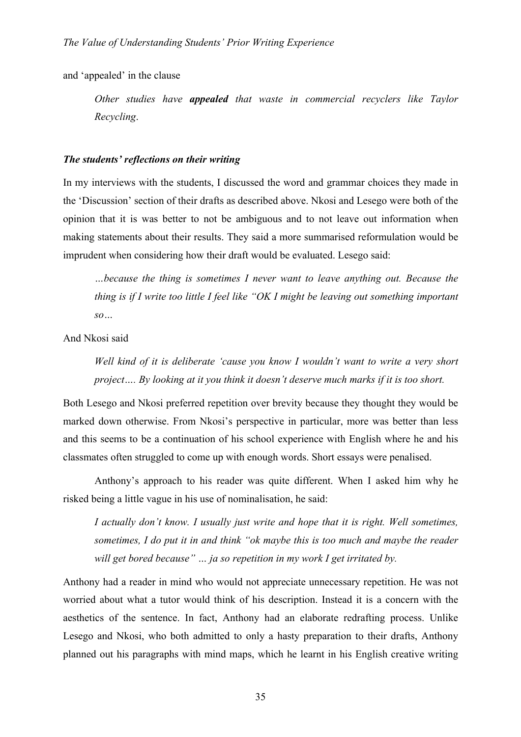and ‘appealed’ in the clause

> *Other studies have* ***appealed*** *that waste in commercial recyclers like Taylor Recycling*.

### *The students’ reflections on their writing*

In my interviews with the students, I discussed the word and grammar choices they made in the ‘Discussion’ section of their drafts as described above. Nkosi and Lesego were both of the opinion that it is was better to not be ambiguous and to not leave out information when making statements about their results. They said a more summarised reformulation would be imprudent when considering how their draft would be evaluated. Lesego said:

> *…because the thing is sometimes I never want to leave anything out. Because the thing is if I write too little I feel like “OK I might be leaving out something important so…*

And Nkosi said

> *Well kind of it is deliberate ‘cause you know I wouldn’t want to write a very short project…. By looking at it you think it doesn’t deserve much marks if it is too short.*

Both Lesego and Nkosi preferred repetition over brevity because they thought they would be marked down otherwise. From Nkosi’s perspective in particular, more was better than less and this seems to be a continuation of his school experience with English where he and his classmates often struggled to come up with enough words. Short essays were penalised.

Anthony’s approach to his reader was quite different. When I asked him why he risked being a little vague in his use of nominalisation, he said:

> *I actually don’t know. I usually just write and hope that it is right. Well sometimes, sometimes, I do put it in and think “ok maybe this is too much and maybe the reader will get bored because” … ja so repetition in my work I get irritated by.*

Anthony had a reader in mind who would not appreciate unnecessary repetition. He was not worried about what a tutor would think of his description. Instead it is a concern with the aesthetics of the sentence. In fact, Anthony had an elaborate redrafting process. Unlike Lesego and Nkosi, who both admitted to only a hasty preparation to their drafts, Anthony planned out his paragraphs with mind maps, which he learnt in his English creative writing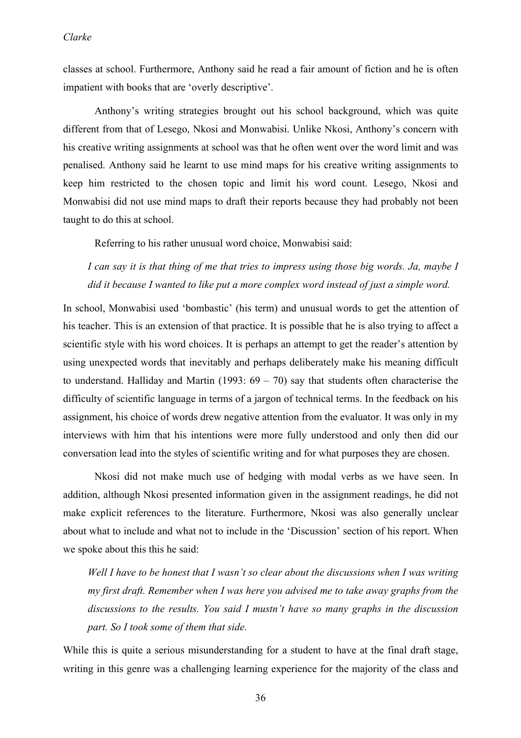classes at school. Furthermore, Anthony said he read a fair amount of fiction and he is often impatient with books that are 'overly descriptive'.

Anthony's writing strategies brought out his school background, which was quite different from that of Lesego, Nkosi and Monwabisi. Unlike Nkosi, Anthony's concern with his creative writing assignments at school was that he often went over the word limit and was penalised. Anthony said he learnt to use mind maps for his creative writing assignments to keep him restricted to the chosen topic and limit his word count. Lesego, Nkosi and Monwabisi did not use mind maps to draft their reports because they had probably not been taught to do this at school.

Referring to his rather unusual word choice, Monwabisi said:

> *I can say it is that thing of me that tries to impress using those big words. Ja, maybe I did it because I wanted to like put a more complex word instead of just a simple word.*

In school, Monwabisi used 'bombastic' (his term) and unusual words to get the attention of his teacher. This is an extension of that practice. It is possible that he is also trying to affect a scientific style with his word choices. It is perhaps an attempt to get the reader's attention by using unexpected words that inevitably and perhaps deliberately make his meaning difficult to understand. Halliday and Martin (1993: 69 – 70) say that students often characterise the difficulty of scientific language in terms of a jargon of technical terms. In the feedback on his assignment, his choice of words drew negative attention from the evaluator. It was only in my interviews with him that his intentions were more fully understood and only then did our conversation lead into the styles of scientific writing and for what purposes they are chosen.

Nkosi did not make much use of hedging with modal verbs as we have seen. In addition, although Nkosi presented information given in the assignment readings, he did not make explicit references to the literature. Furthermore, Nkosi was also generally unclear about what to include and what not to include in the 'Discussion' section of his report. When we spoke about this this he said:

> *Well I have to be honest that I wasn't so clear about the discussions when I was writing my first draft. Remember when I was here you advised me to take away graphs from the discussions to the results. You said I mustn't have so many graphs in the discussion part. So I took some of them that side.*

While this is quite a serious misunderstanding for a student to have at the final draft stage, writing in this genre was a challenging learning experience for the majority of the class and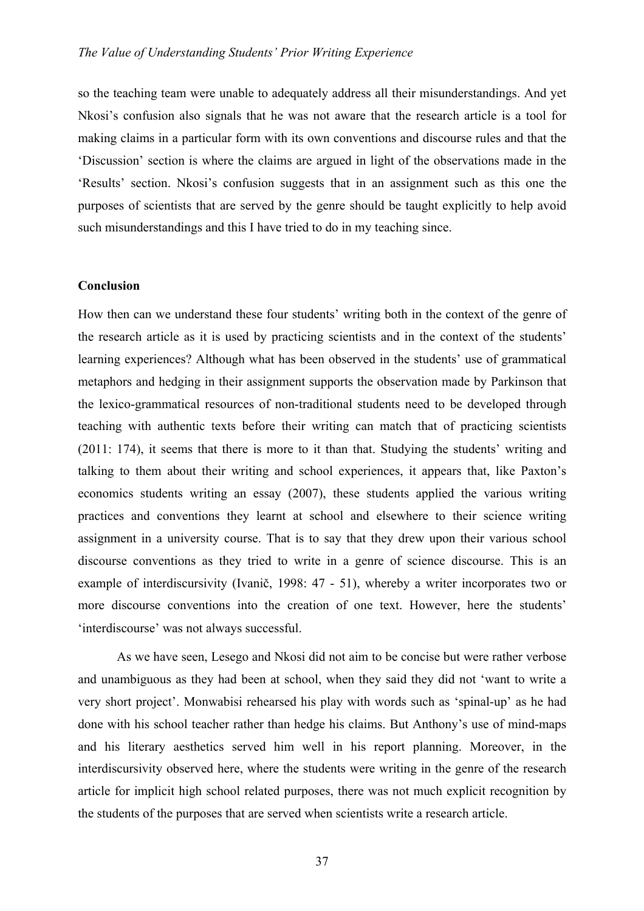so the teaching team were unable to adequately address all their misunderstandings. And yet Nkosi's confusion also signals that he was not aware that the research article is a tool for making claims in a particular form with its own conventions and discourse rules and that the 'Discussion' section is where the claims are argued in light of the observations made in the 'Results' section. Nkosi's confusion suggests that in an assignment such as this one the purposes of scientists that are served by the genre should be taught explicitly to help avoid such misunderstandings and this I have tried to do in my teaching since.

**Conclusion**

How then can we understand these four students' writing both in the context of the genre of the research article as it is used by practicing scientists and in the context of the students' learning experiences? Although what has been observed in the students' use of grammatical metaphors and hedging in their assignment supports the observation made by Parkinson that the lexico-grammatical resources of non-traditional students need to be developed through teaching with authentic texts before their writing can match that of practicing scientists (2011: 174), it seems that there is more to it than that. Studying the students' writing and talking to them about their writing and school experiences, it appears that, like Paxton's economics students writing an essay (2007), these students applied the various writing practices and conventions they learnt at school and elsewhere to their science writing assignment in a university course. That is to say that they drew upon their various school discourse conventions as they tried to write in a genre of science discourse. This is an example of interdiscursivity (Ivanič, 1998: 47 - 51), whereby a writer incorporates two or more discourse conventions into the creation of one text. However, here the students' 'interdiscourse' was not always successful.

As we have seen, Lesego and Nkosi did not aim to be concise but were rather verbose and unambiguous as they had been at school, when they said they did not 'want to write a very short project'. Monwabisi rehearsed his play with words such as 'spinal-up' as he had done with his school teacher rather than hedge his claims. But Anthony's use of mind-maps and his literary aesthetics served him well in his report planning. Moreover, in the interdiscursivity observed here, where the students were writing in the genre of the research article for implicit high school related purposes, there was not much explicit recognition by the students of the purposes that are served when scientists write a research article.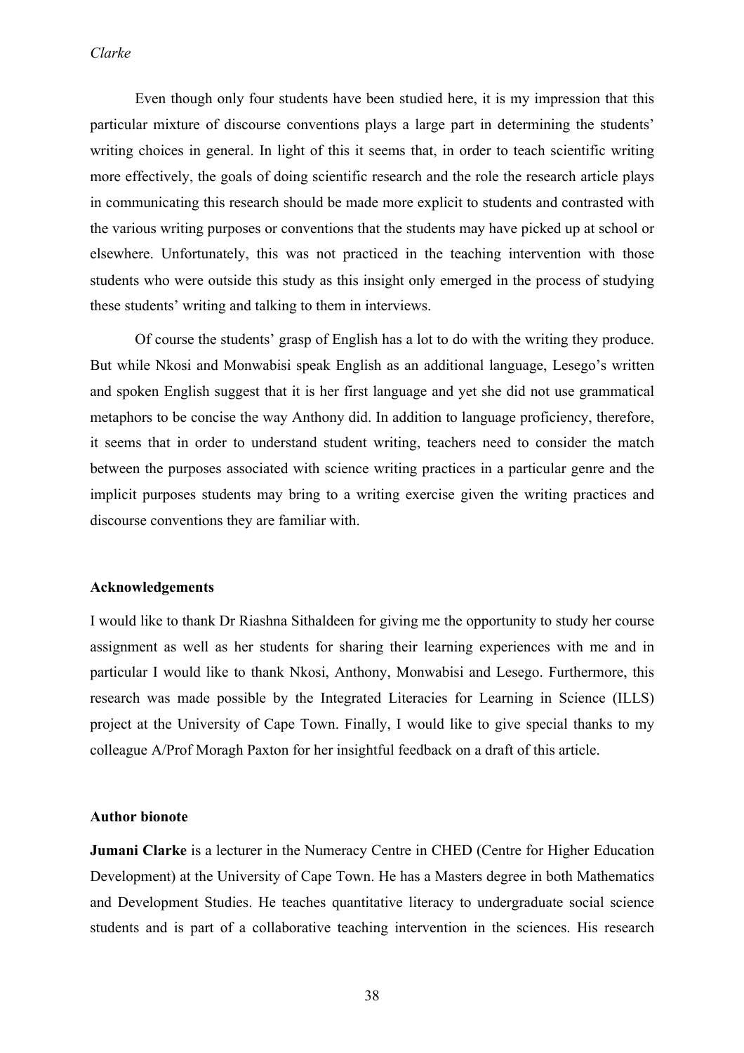Even though only four students have been studied here, it is my impression that this particular mixture of discourse conventions plays a large part in determining the students' writing choices in general. In light of this it seems that, in order to teach scientific writing more effectively, the goals of doing scientific research and the role the research article plays in communicating this research should be made more explicit to students and contrasted with the various writing purposes or conventions that the students may have picked up at school or elsewhere. Unfortunately, this was not practiced in the teaching intervention with those students who were outside this study as this insight only emerged in the process of studying these students' writing and talking to them in interviews.

Of course the students' grasp of English has a lot to do with the writing they produce. But while Nkosi and Monwabisi speak English as an additional language, Lesego's written and spoken English suggest that it is her first language and yet she did not use grammatical metaphors to be concise the way Anthony did. In addition to language proficiency, therefore, it seems that in order to understand student writing, teachers need to consider the match between the purposes associated with science writing practices in a particular genre and the implicit purposes students may bring to a writing exercise given the writing practices and discourse conventions they are familiar with.

### Acknowledgements

I would like to thank Dr Riashna Sithaldeen for giving me the opportunity to study her course assignment as well as her students for sharing their learning experiences with me and in particular I would like to thank Nkosi, Anthony, Monwabisi and Lesego. Furthermore, this research was made possible by the Integrated Literacies for Learning in Science (ILLS) project at the University of Cape Town. Finally, I would like to give special thanks to my colleague A/Prof Moragh Paxton for her insightful feedback on a draft of this article.

### Author bionote

**Jumani Clarke** is a lecturer in the Numeracy Centre in CHED (Centre for Higher Education Development) at the University of Cape Town. He has a Masters degree in both Mathematics and Development Studies. He teaches quantitative literacy to undergraduate social science students and is part of a collaborative teaching intervention in the sciences. His research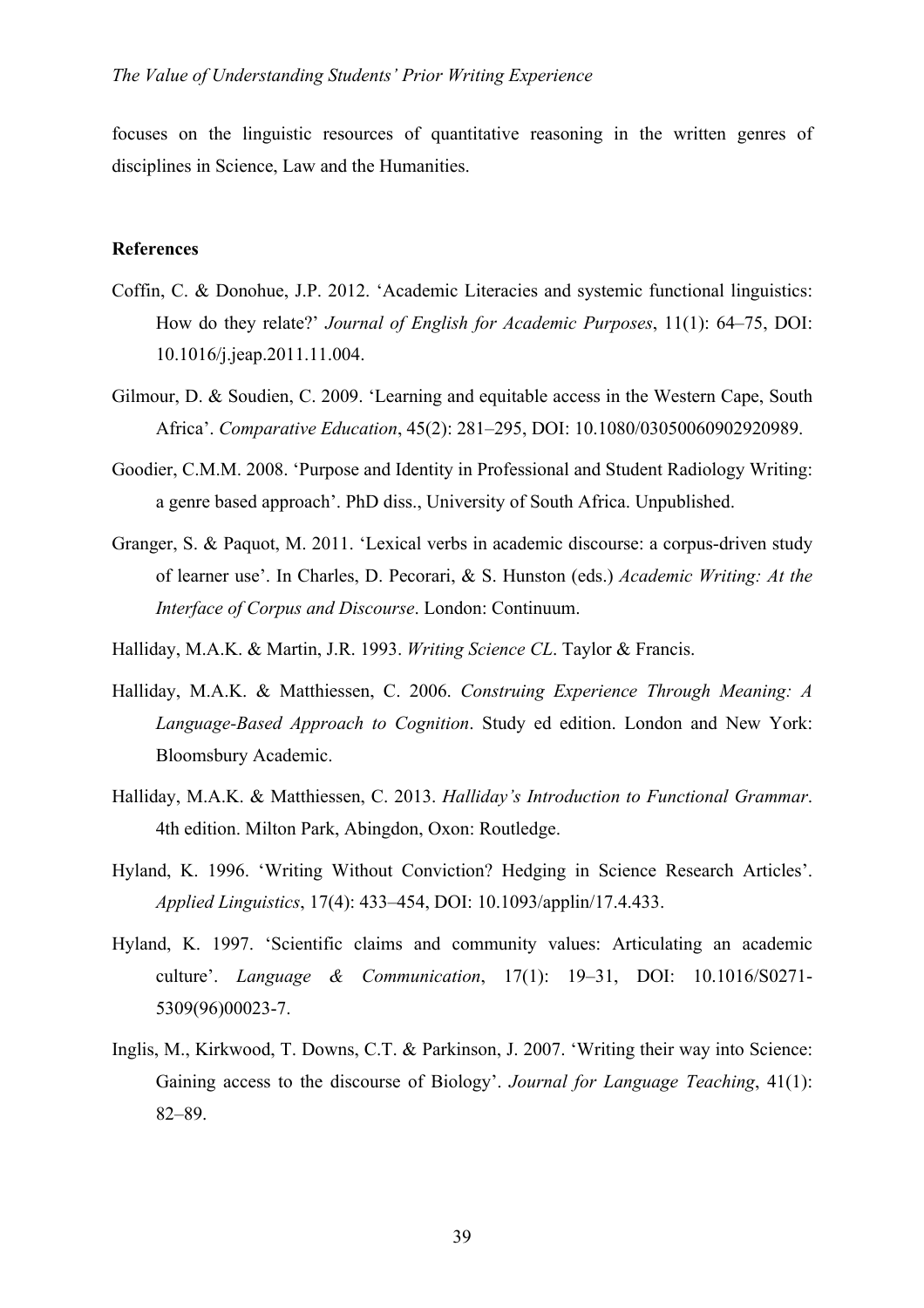focuses on the linguistic resources of quantitative reasoning in the written genres of disciplines in Science, Law and the Humanities.

**References**

Coffin, C. & Donohue, J.P. 2012. 'Academic Literacies and systemic functional linguistics: How do they relate?' *Journal of English for Academic Purposes*, 11(1): 64–75, DOI: 10.1016/j.jeap.2011.11.004.

Gilmour, D. & Soudien, C. 2009. 'Learning and equitable access in the Western Cape, South Africa'. *Comparative Education*, 45(2): 281–295, DOI: 10.1080/03050060902920989.

Goodier, C.M.M. 2008. 'Purpose and Identity in Professional and Student Radiology Writing: a genre based approach'. PhD diss., University of South Africa. Unpublished.

Granger, S. & Paquot, M. 2011. 'Lexical verbs in academic discourse: a corpus-driven study of learner use'. In Charles, D. Pecorari, & S. Hunston (eds.) *Academic Writing: At the Interface of Corpus and Discourse*. London: Continuum.

Halliday, M.A.K. & Martin, J.R. 1993. *Writing Science CL*. Taylor & Francis.

Halliday, M.A.K. & Matthiessen, C. 2006. *Construing Experience Through Meaning: A Language-Based Approach to Cognition*. Study ed edition. London and New York: Bloomsbury Academic.

Halliday, M.A.K. & Matthiessen, C. 2013. *Halliday's Introduction to Functional Grammar*. 4th edition. Milton Park, Abingdon, Oxon: Routledge.

Hyland, K. 1996. 'Writing Without Conviction? Hedging in Science Research Articles'. *Applied Linguistics*, 17(4): 433–454, DOI: 10.1093/applin/17.4.433.

Hyland, K. 1997. 'Scientific claims and community values: Articulating an academic culture'. *Language & Communication*, 17(1): 19–31, DOI: 10.1016/S0271-5309(96)00023-7.

Inglis, M., Kirkwood, T. Downs, C.T. & Parkinson, J. 2007. 'Writing their way into Science: Gaining access to the discourse of Biology'. *Journal for Language Teaching*, 41(1): 82–89.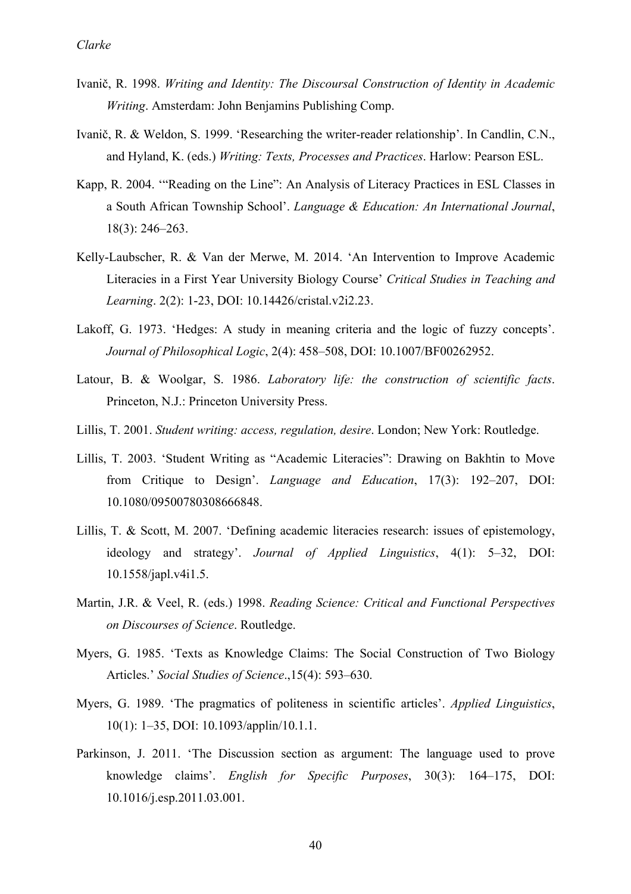Ivanič, R. 1998. *Writing and Identity: The Discoursal Construction of Identity in Academic Writing*. Amsterdam: John Benjamins Publishing Comp.

Ivanič, R. & Weldon, S. 1999. 'Researching the writer-reader relationship'. In Candlin, C.N., and Hyland, K. (eds.) *Writing: Texts, Processes and Practices*. Harlow: Pearson ESL.

Kapp, R. 2004. '"Reading on the Line": An Analysis of Literacy Practices in ESL Classes in a South African Township School'. *Language & Education: An International Journal*, 18(3): 246–263.

Kelly-Laubscher, R. & Van der Merwe, M. 2014. 'An Intervention to Improve Academic Literacies in a First Year University Biology Course' *Critical Studies in Teaching and Learning*. 2(2): 1-23, DOI: 10.14426/cristal.v2i2.23.

Lakoff, G. 1973. 'Hedges: A study in meaning criteria and the logic of fuzzy concepts'. *Journal of Philosophical Logic*, 2(4): 458–508, DOI: 10.1007/BF00262952.

Latour, B. & Woolgar, S. 1986. *Laboratory life: the construction of scientific facts*. Princeton, N.J.: Princeton University Press.

Lillis, T. 2001. *Student writing: access, regulation, desire*. London; New York: Routledge.

Lillis, T. 2003. 'Student Writing as "Academic Literacies": Drawing on Bakhtin to Move from Critique to Design'. *Language and Education*, 17(3): 192–207, DOI: 10.1080/09500780308666848.

Lillis, T. & Scott, M. 2007. 'Defining academic literacies research: issues of epistemology, ideology and strategy'. *Journal of Applied Linguistics*, 4(1): 5–32, DOI: 10.1558/japl.v4i1.5.

Martin, J.R. & Veel, R. (eds.) 1998. *Reading Science: Critical and Functional Perspectives on Discourses of Science*. Routledge.

Myers, G. 1985. 'Texts as Knowledge Claims: The Social Construction of Two Biology Articles.' *Social Studies of Science*.,15(4): 593–630.

Myers, G. 1989. 'The pragmatics of politeness in scientific articles'. *Applied Linguistics*, 10(1): 1–35, DOI: 10.1093/applin/10.1.1.

Parkinson, J. 2011. 'The Discussion section as argument: The language used to prove knowledge claims'. *English for Specific Purposes*, 30(3): 164–175, DOI: 10.1016/j.esp.2011.03.001.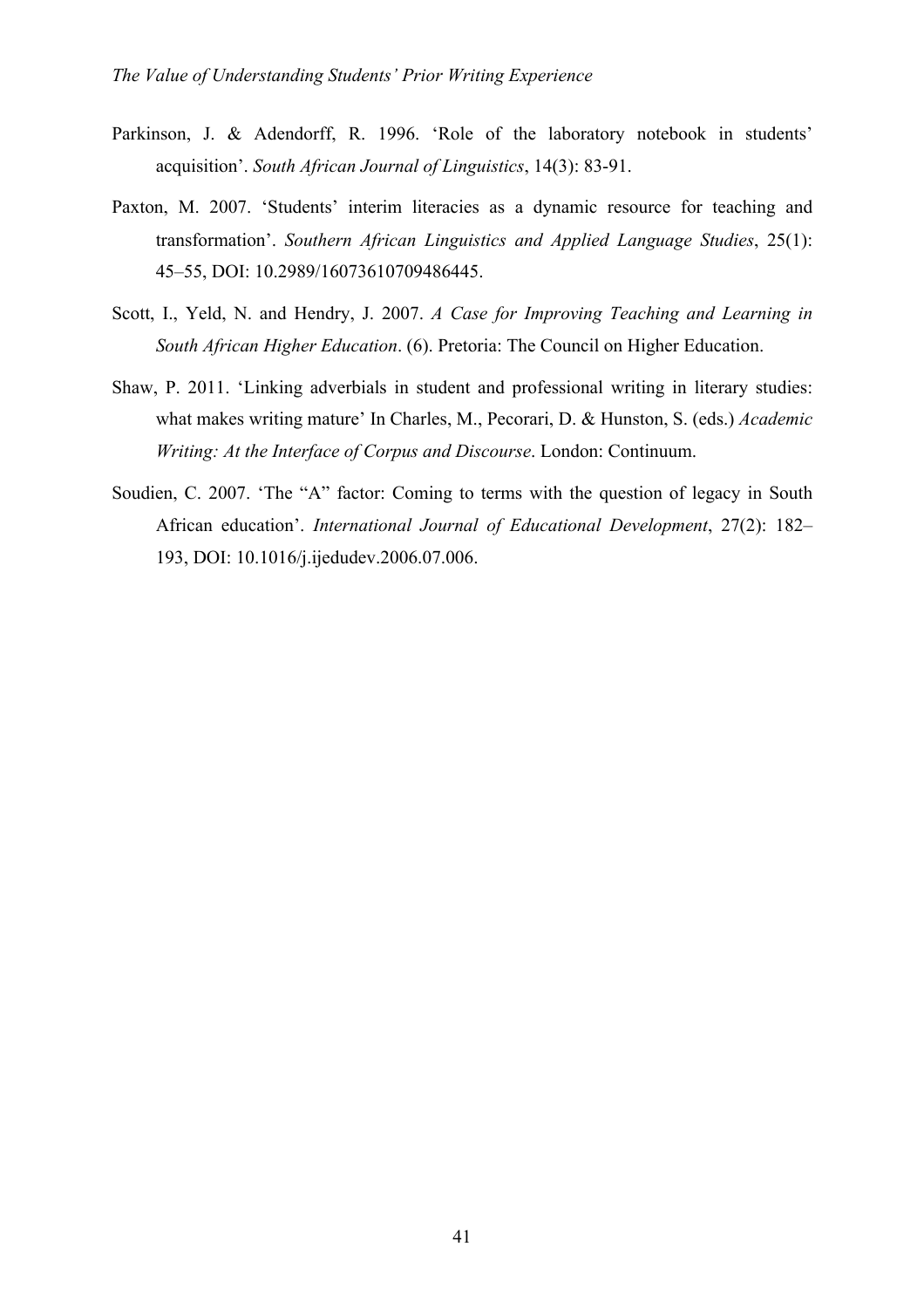Parkinson, J. & Adendorff, R. 1996. 'Role of the laboratory notebook in students' acquisition'. *South African Journal of Linguistics*, 14(3): 83-91.

Paxton, M. 2007. 'Students' interim literacies as a dynamic resource for teaching and transformation'. *Southern African Linguistics and Applied Language Studies*, 25(1): 45–55, DOI: 10.2989/16073610709486445.

Scott, I., Yeld, N. and Hendry, J. 2007. *A Case for Improving Teaching and Learning in South African Higher Education*. (6). Pretoria: The Council on Higher Education.

Shaw, P. 2011. 'Linking adverbials in student and professional writing in literary studies: what makes writing mature' In Charles, M., Pecorari, D. & Hunston, S. (eds.) *Academic Writing: At the Interface of Corpus and Discourse*. London: Continuum.

Soudien, C. 2007. 'The "A" factor: Coming to terms with the question of legacy in South African education'. *International Journal of Educational Development*, 27(2): 182–193, DOI: 10.1016/j.ijedudev.2006.07.006.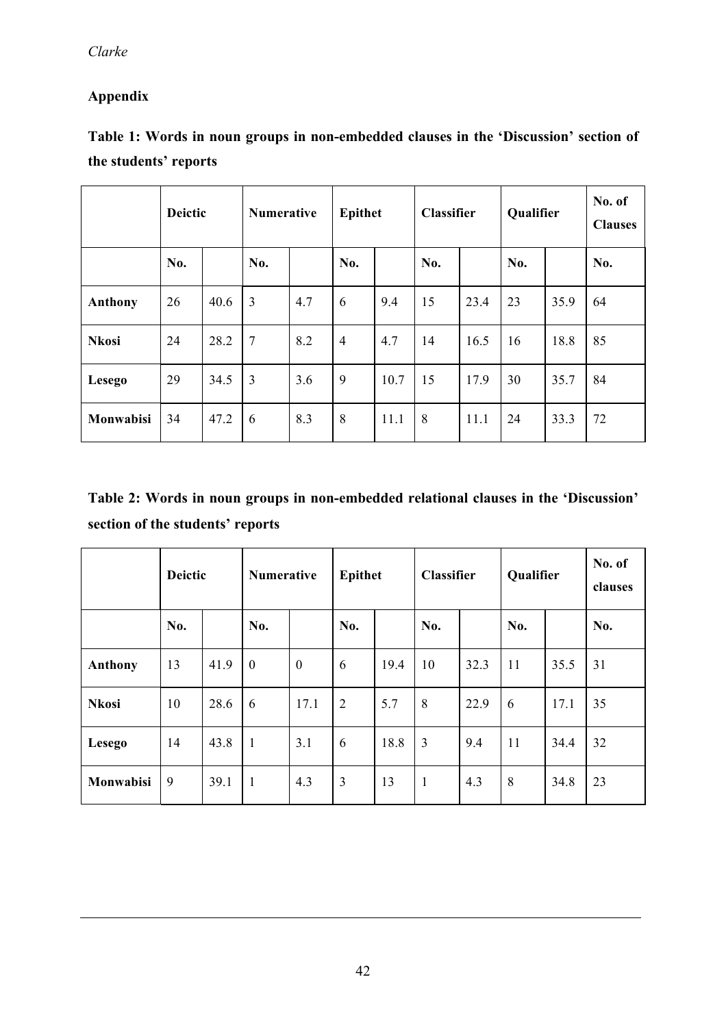## Appendix

**Table 1: Words in noun groups in non-embedded clauses in the 'Discussion' section of the students' reports**

| | Deictic | | Numerative | | Epithet | | Classifier | | Qualifier | | No. of Clauses |
|---|---|---|---|---|---|---|---|---|---|---|---|
| | No. | | No. | | No. | | No. | | No. | | No. |
| **Anthony** | 26 | 40.6 | 3 | 4.7 | 6 | 9.4 | 15 | 23.4 | 23 | 35.9 | 64 |
| **Nkosi** | 24 | 28.2 | 7 | 8.2 | 4 | 4.7 | 14 | 16.5 | 16 | 18.8 | 85 |
| **Lesego** | 29 | 34.5 | 3 | 3.6 | 9 | 10.7 | 15 | 17.9 | 30 | 35.7 | 84 |
| **Monwabisi** | 34 | 47.2 | 6 | 8.3 | 8 | 11.1 | 8 | 11.1 | 24 | 33.3 | 72 |

**Table 2: Words in noun groups in non-embedded relational clauses in the 'Discussion' section of the students' reports**

| | Deictic | | Numerative | | Epithet | | Classifier | | Qualifier | | No. of clauses |
|---|---|---|---|---|---|---|---|---|---|---|---|
| | No. | | No. | | No. | | No. | | No. | | No. |
| **Anthony** | 13 | 41.9 | 0 | 0 | 6 | 19.4 | 10 | 32.3 | 11 | 35.5 | 31 |
| **Nkosi** | 10 | 28.6 | 6 | 17.1 | 2 | 5.7 | 8 | 22.9 | 6 | 17.1 | 35 |
| **Lesego** | 14 | 43.8 | 1 | 3.1 | 6 | 18.8 | 3 | 9.4 | 11 | 34.4 | 32 |
| **Monwabisi** | 9 | 39.1 | 1 | 4.3 | 3 | 13 | 1 | 4.3 | 8 | 34.8 | 23 |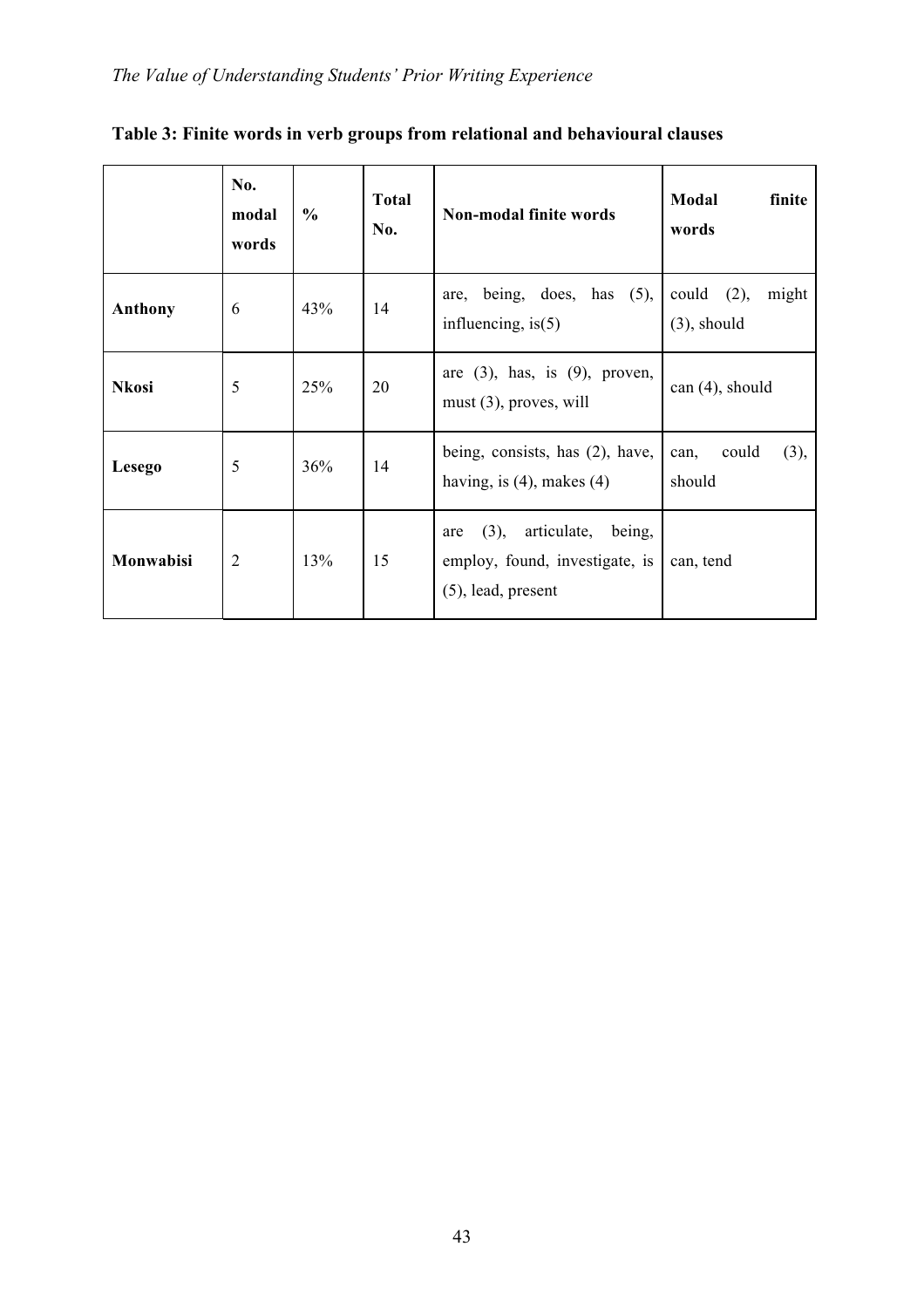**Table 3: Finite words in verb groups from relational and behavioural clauses**

| | No. modal words | % | Total No. | Non-modal finite words | Modal finite words |
|---|---|---|---|---|---|
| **Anthony** | 6 | 43% | 14 | are, being, does, has (5), influencing, is(5) | could (2), might (3), should |
| **Nkosi** | 5 | 25% | 20 | are (3), has, is (9), proven, must (3), proves, will | can (4), should |
| **Lesego** | 5 | 36% | 14 | being, consists, has (2), have, having, is (4), makes (4) | can, could (3), should |
| **Monwabisi** | 2 | 13% | 15 | are (3), articulate, being, employ, found, investigate, is (5), lead, present | can, tend |